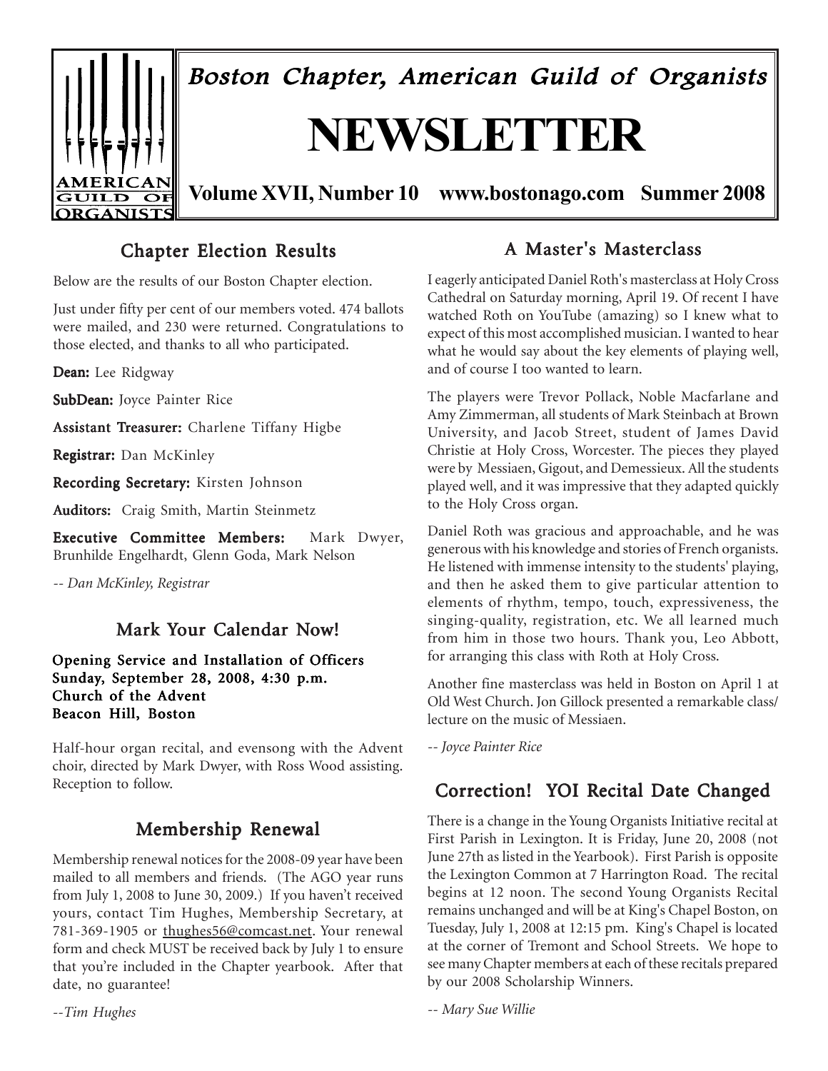# Boston Chapter, American Guild of Organists

# NEWSLETTER

**Volume XVII, Number 10 www.bostonago.com Summer 2008**

## Chapter Election Results

Below are the results of our Boston Chapter election.

Just under fifty per cent of our members voted. 474 ballots were mailed, and 230 were returned. Congratulations to those elected, and thanks to all who participated.

**Dean:** Lee Ridgway

**SubDean:** Joyce Painter Rice

**Assistant Treasurer:** Charlene Tiffany Higbe

**Registrar:** Dan McKinley

**Recording Secretary:** Kirsten Johnson

**Auditors:** Craig Smith, Martin Steinmetz

**Executive Committee Members:** Mark Dwyer, Brunhilde Engelhardt, Glenn Goda, Mark Nelson

*-- Dan McKinley, Registrar*

## Mark Your Calendar Now!

**Opening Service and Installation of Officers**
**Sunday, September 28, 2008, 4:30 p.m.**
**Church of the Advent**
**Beacon Hill, Boston**

Half-hour organ recital, and evensong with the Advent choir, directed by Mark Dwyer, with Ross Wood assisting. Reception to follow.

## Membership Renewal

Membership renewal notices for the 2008-09 year have been mailed to all members and friends. (The AGO year runs from July 1, 2008 to June 30, 2009.) If you haven't received yours, contact Tim Hughes, Membership Secretary, at 781-369-1905 or thughes56@comcast.net. Your renewal form and check MUST be received back by July 1 to ensure that you're included in the Chapter yearbook. After that date, no guarantee!

*--Tim Hughes*

## A Master's Masterclass

I eagerly anticipated Daniel Roth's masterclass at Holy Cross Cathedral on Saturday morning, April 19. Of recent I have watched Roth on YouTube (amazing) so I knew what to expect of this most accomplished musician. I wanted to hear what he would say about the key elements of playing well, and of course I too wanted to learn.

The players were Trevor Pollack, Noble Macfarlane and Amy Zimmerman, all students of Mark Steinbach at Brown University, and Jacob Street, student of James David Christie at Holy Cross, Worcester. The pieces they played were by Messiaen, Gigout, and Demessieux. All the students played well, and it was impressive that they adapted quickly to the Holy Cross organ.

Daniel Roth was gracious and approachable, and he was generous with his knowledge and stories of French organists. He listened with immense intensity to the students' playing, and then he asked them to give particular attention to elements of rhythm, tempo, touch, expressiveness, the singing-quality, registration, etc. We all learned much from him in those two hours. Thank you, Leo Abbott, for arranging this class with Roth at Holy Cross.

Another fine masterclass was held in Boston on April 1 at Old West Church. Jon Gillock presented a remarkable class/lecture on the music of Messiaen.

*-- Joyce Painter Rice*

## Correction! YOI Recital Date Changed

There is a change in the Young Organists Initiative recital at First Parish in Lexington. It is Friday, June 20, 2008 (not June 27th as listed in the Yearbook). First Parish is opposite the Lexington Common at 7 Harrington Road. The recital begins at 12 noon. The second Young Organists Recital remains unchanged and will be at King's Chapel Boston, on Tuesday, July 1, 2008 at 12:15 pm. King's Chapel is located at the corner of Tremont and School Streets. We hope to see many Chapter members at each of these recitals prepared by our 2008 Scholarship Winners.

*-- Mary Sue Willie*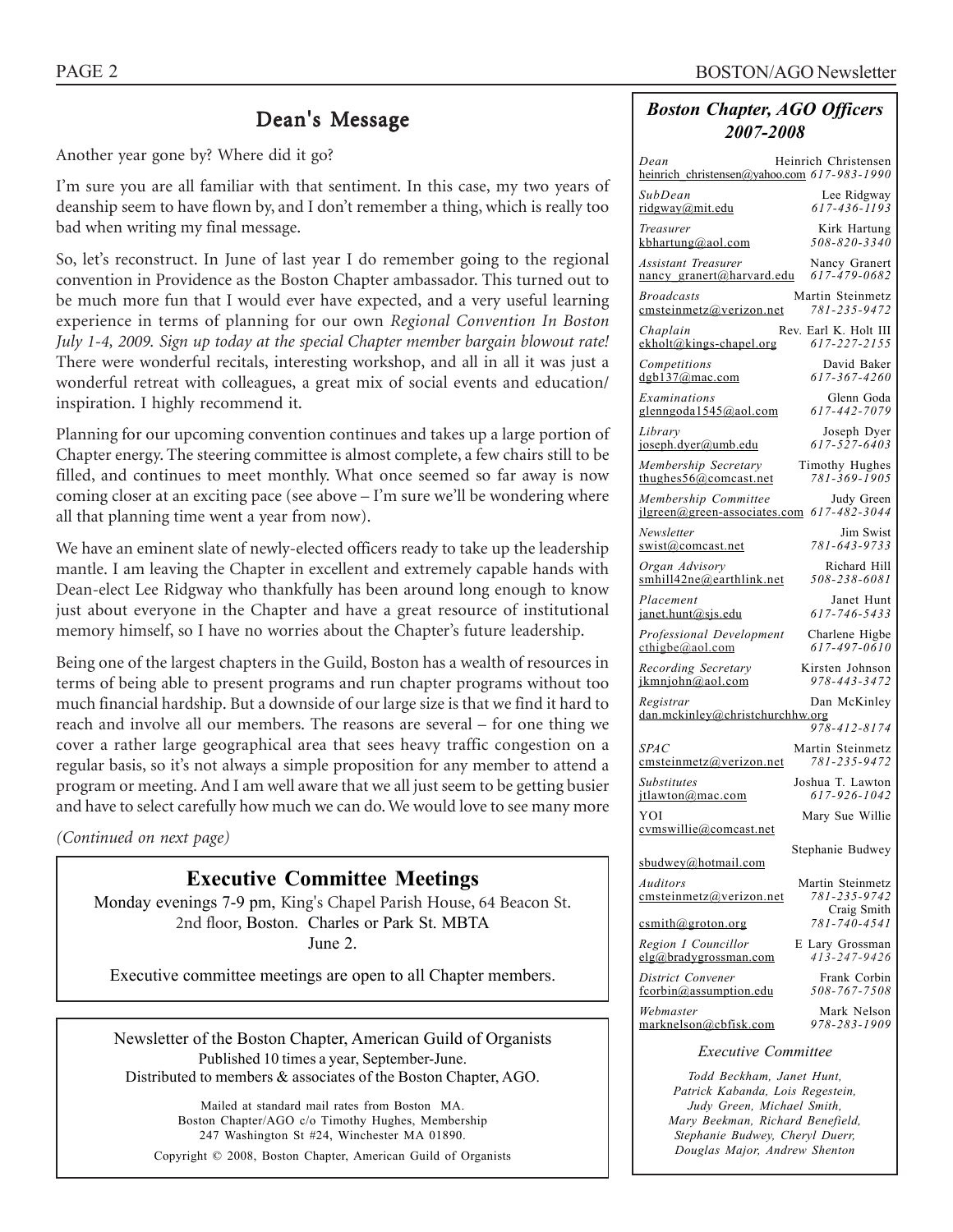## Dean's Message

Another year gone by? Where did it go?

I'm sure you are all familiar with that sentiment. In this case, my two years of deanship seem to have flown by, and I don't remember a thing, which is really too bad when writing my final message.

So, let's reconstruct. In June of last year I do remember going to the regional convention in Providence as the Boston Chapter ambassador. This turned out to be much more fun that I would ever have expected, and a very useful learning experience in terms of planning for our own *Regional Convention In Boston July 1-4, 2009. Sign up today at the special Chapter member bargain blowout rate!* There were wonderful recitals, interesting workshop, and all in all it was just a wonderful retreat with colleagues, a great mix of social events and education/inspiration. I highly recommend it.

Planning for our upcoming convention continues and takes up a large portion of Chapter energy. The steering committee is almost complete, a few chairs still to be filled, and continues to meet monthly. What once seemed so far away is now coming closer at an exciting pace (see above – I'm sure we'll be wondering where all that planning time went a year from now).

We have an eminent slate of newly-elected officers ready to take up the leadership mantle. I am leaving the Chapter in excellent and extremely capable hands with Dean-elect Lee Ridgway who thankfully has been around long enough to know just about everyone in the Chapter and have a great resource of institutional memory himself, so I have no worries about the Chapter's future leadership.

Being one of the largest chapters in the Guild, Boston has a wealth of resources in terms of being able to present programs and run chapter programs without too much financial hardship. But a downside of our large size is that we find it hard to reach and involve all our members. The reasons are several – for one thing we cover a rather large geographical area that sees heavy traffic congestion on a regular basis, so it's not always a simple proposition for any member to attend a program or meeting. And I am well aware that we all just seem to be getting busier and have to select carefully how much we can do. We would love to see many more

*(Continued on next page)*

### Executive Committee Meetings

Monday evenings 7-9 pm, King's Chapel Parish House, 64 Beacon St. 2nd floor, Boston. Charles or Park St. MBTA
June 2.

Executive committee meetings are open to all Chapter members.

Newsletter of the Boston Chapter, American Guild of Organists
Published 10 times a year, September-June.
Distributed to members & associates of the Boston Chapter, AGO.

Mailed at standard mail rates from Boston MA.
Boston Chapter/AGO c/o Timothy Hughes, Membership
247 Washington St #24, Winchester MA 01890.

Copyright © 2008, Boston Chapter, American Guild of Organists

### *Boston Chapter, AGO Officers 2007-2008*

| Position | Name | Email | Phone |
|---|---|---|---|
| *Dean* | Heinrich Christensen | heinrich_christensen@yahoo.com | 617-983-1990 |
| *SubDean* | Lee Ridgway | ridgway@mit.edu | 617-436-1193 |
| *Treasurer* | Kirk Hartung | kbhartung@aol.com | 508-820-3340 |
| *Assistant Treasurer* | Nancy Granert | nancy_granert@harvard.edu | 617-479-0682 |
| *Broadcasts* | Martin Steinmetz | cmsteinmetz@verizon.net | 781-235-9472 |
| *Chaplain* | Rev. Earl K. Holt III | ekholt@kings-chapel.org | 617-227-2155 |
| *Competitions* | David Baker | dgb137@mac.com | 617-367-4260 |
| *Examinations* | Glenn Goda | glenngoda1545@aol.com | 617-442-7079 |
| *Library* | Joseph Dyer | joseph.dyer@umb.edu | 617-527-6403 |
| *Membership Secretary* | Timothy Hughes | thughes56@comcast.net | 781-369-1905 |
| *Membership Committee* | Judy Green | jlgreen@green-associates.com | 617-482-3044 |
| *Newsletter* | Jim Swist | swist@comcast.net | 781-643-9733 |
| *Organ Advisory* | Richard Hill | smhill42ne@earthlink.net | 508-238-6081 |
| *Placement* | Janet Hunt | janet.hunt@sjs.edu | 617-746-5433 |
| *Professional Development* | Charlene Higbe | cthigbe@aol.com | 617-497-0610 |
| *Recording Secretary* | Kirsten Johnson | jkmnjohn@aol.com | 978-443-3472 |
| *Registrar* | Dan McKinley | dan.mckinley@christchurchhw.org | 978-412-8174 |
| *SPAC* | Martin Steinmetz | cmsteinmetz@verizon.net | 781-235-9472 |
| *Substitutes* | Joshua T. Lawton | jtlawton@mac.com | 617-926-1042 |
| YOI | Mary Sue Willie | cvmswillie@comcast.net | |
| | Stephanie Budwey | sbudwey@hotmail.com | |
| *Auditors* | Martin Steinmetz | cmsteinmetz@verizon.net | 781-235-9742 |
| | Craig Smith | csmith@groton.org | 781-740-4541 |
| *Region I Councillor* | E Lary Grossman | elg@bradygrossman.com | 413-247-9426 |
| *District Convener* | Frank Corbin | fcorbin@assumption.edu | 508-767-7508 |
| *Webmaster* | Mark Nelson | marknelson@cbfisk.com | 978-283-1909 |

*Executive Committee*

*Todd Beckham, Janet Hunt, Patrick Kabanda, Lois Regestein, Judy Green, Michael Smith, Mary Beekman, Richard Benefield, Stephanie Budwey, Cheryl Duerr, Douglas Major, Andrew Shenton*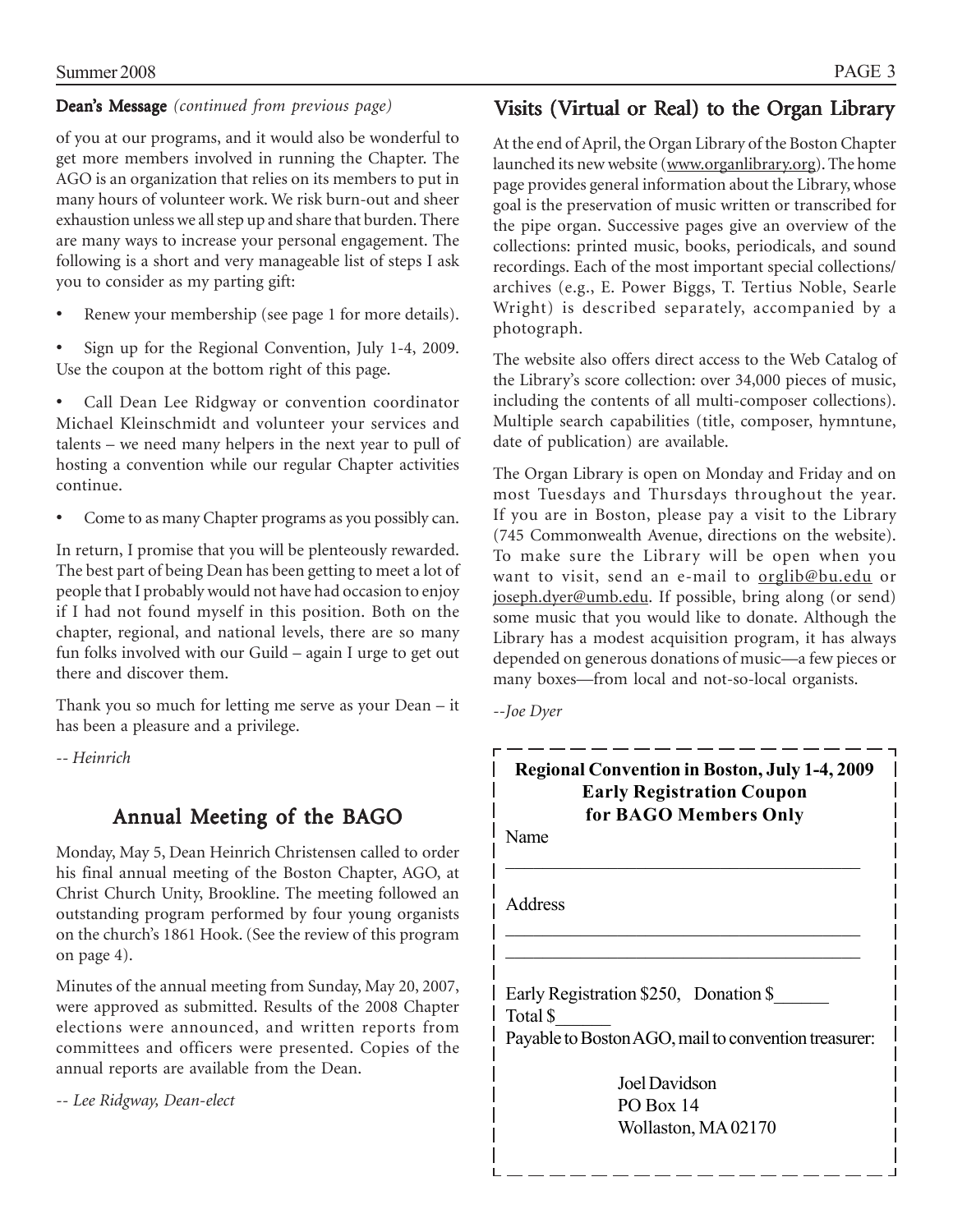**Dean's Message** *(continued from previous page)*

of you at our programs, and it would also be wonderful to get more members involved in running the Chapter. The AGO is an organization that relies on its members to put in many hours of volunteer work. We risk burn-out and sheer exhaustion unless we all step up and share that burden. There are many ways to increase your personal engagement. The following is a short and very manageable list of steps I ask you to consider as my parting gift:

- Renew your membership (see page 1 for more details).
- Sign up for the Regional Convention, July 1-4, 2009. Use the coupon at the bottom right of this page.
- Call Dean Lee Ridgway or convention coordinator Michael Kleinschmidt and volunteer your services and talents – we need many helpers in the next year to pull of hosting a convention while our regular Chapter activities continue.
- Come to as many Chapter programs as you possibly can.

In return, I promise that you will be plenteously rewarded. The best part of being Dean has been getting to meet a lot of people that I probably would not have had occasion to enjoy if I had not found myself in this position. Both on the chapter, regional, and national levels, there are so many fun folks involved with our Guild – again I urge to get out there and discover them.

Thank you so much for letting me serve as your Dean – it has been a pleasure and a privilege.

*-- Heinrich*

## Annual Meeting of the BAGO

Monday, May 5, Dean Heinrich Christensen called to order his final annual meeting of the Boston Chapter, AGO, at Christ Church Unity, Brookline. The meeting followed an outstanding program performed by four young organists on the church's 1861 Hook. (See the review of this program on page 4).

Minutes of the annual meeting from Sunday, May 20, 2007, were approved as submitted. Results of the 2008 Chapter elections were announced, and written reports from committees and officers were presented. Copies of the annual reports are available from the Dean.

*-- Lee Ridgway, Dean-elect*

## Visits (Virtual or Real) to the Organ Library

At the end of April, the Organ Library of the Boston Chapter launched its new website (www.organlibrary.org). The home page provides general information about the Library, whose goal is the preservation of music written or transcribed for the pipe organ. Successive pages give an overview of the collections: printed music, books, periodicals, and sound recordings. Each of the most important special collections/ archives (e.g., E. Power Biggs, T. Tertius Noble, Searle Wright) is described separately, accompanied by a photograph.

The website also offers direct access to the Web Catalog of the Library's score collection: over 34,000 pieces of music, including the contents of all multi-composer collections). Multiple search capabilities (title, composer, hymntune, date of publication) are available.

The Organ Library is open on Monday and Friday and on most Tuesdays and Thursdays throughout the year. If you are in Boston, please pay a visit to the Library (745 Commonwealth Avenue, directions on the website). To make sure the Library will be open when you want to visit, send an e-mail to orglib@bu.edu or joseph.dyer@umb.edu. If possible, bring along (or send) some music that you would like to donate. Although the Library has a modest acquisition program, it has always depended on generous donations of music—a few pieces or many boxes—from local and not-so-local organists.

*--Joe Dyer*

**Regional Convention in Boston, July 1-4, 2009**
**Early Registration Coupon**
**for BAGO Members Only**

Name

\_\_\_\_\_\_\_\_\_\_\_\_\_\_\_\_\_\_\_\_\_\_\_\_\_\_\_\_\_\_\_\_\_\_\_\_\_\_\_\_

Address

\_\_\_\_\_\_\_\_\_\_\_\_\_\_\_\_\_\_\_\_\_\_\_\_\_\_\_\_\_\_\_\_\_\_\_\_\_\_\_\_

\_\_\_\_\_\_\_\_\_\_\_\_\_\_\_\_\_\_\_\_\_\_\_\_\_\_\_\_\_\_\_\_\_\_\_\_\_\_\_\_

Early Registration $250, Donation $\_\_\_\_\_\_

Total $\_\_\_\_\_\_

Payable to Boston AGO, mail to convention treasurer:

Joel Davidson
PO Box 14
Wollaston, MA 02170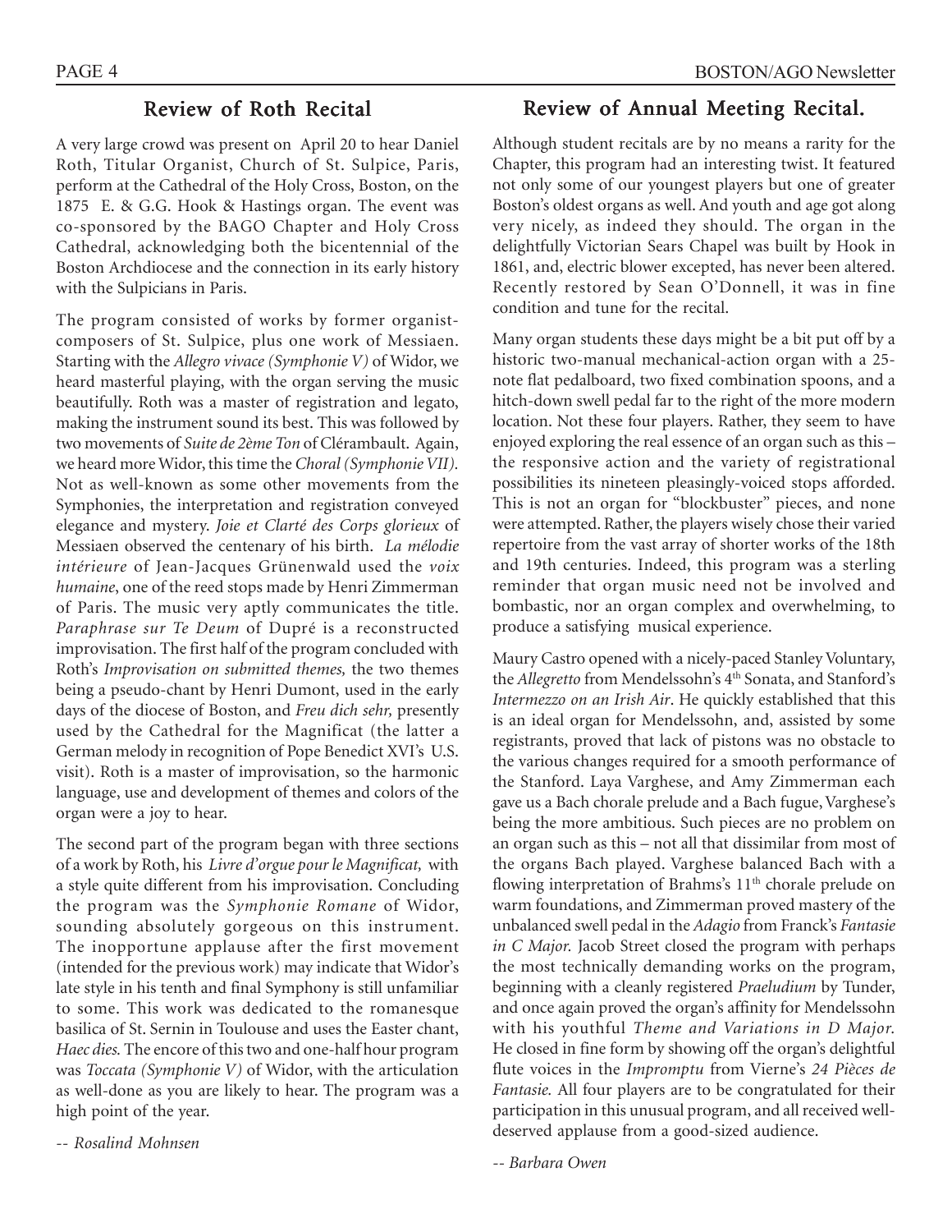## Review of Roth Recital

A very large crowd was present on April 20 to hear Daniel Roth, Titular Organist, Church of St. Sulpice, Paris, perform at the Cathedral of the Holy Cross, Boston, on the 1875 E. & G.G. Hook & Hastings organ. The event was co-sponsored by the BAGO Chapter and Holy Cross Cathedral, acknowledging both the bicentennial of the Boston Archdiocese and the connection in its early history with the Sulpicians in Paris.

The program consisted of works by former organist-composers of St. Sulpice, plus one work of Messiaen. Starting with the *Allegro vivace (Symphonie V)* of Widor, we heard masterful playing, with the organ serving the music beautifully. Roth was a master of registration and legato, making the instrument sound its best. This was followed by two movements of *Suite de 2ème Ton* of Clérambault. Again, we heard more Widor, this time the *Choral (Symphonie VII)*. Not as well-known as some other movements from the Symphonies, the interpretation and registration conveyed elegance and mystery. *Joie et Clarté des Corps glorieux* of Messiaen observed the centenary of his birth. *La mélodie intérieure* of Jean-Jacques Grünenwald used the *voix humaine*, one of the reed stops made by Henri Zimmerman of Paris. The music very aptly communicates the title. *Paraphrase sur Te Deum* of Dupré is a reconstructed improvisation. The first half of the program concluded with Roth's *Improvisation on submitted themes,* the two themes being a pseudo-chant by Henri Dumont, used in the early days of the diocese of Boston, and *Freu dich sehr,* presently used by the Cathedral for the Magnificat (the latter a German melody in recognition of Pope Benedict XVI's U.S. visit). Roth is a master of improvisation, so the harmonic language, use and development of themes and colors of the organ were a joy to hear.

The second part of the program began with three sections of a work by Roth, his *Livre d'orgue pour le Magnificat,* with a style quite different from his improvisation. Concluding the program was the *Symphonie Romane* of Widor, sounding absolutely gorgeous on this instrument. The inopportune applause after the first movement (intended for the previous work) may indicate that Widor's late style in his tenth and final Symphony is still unfamiliar to some. This work was dedicated to the romanesque basilica of St. Sernin in Toulouse and uses the Easter chant, *Haec dies.* The encore of this two and one-half hour program was *Toccata (Symphonie V)* of Widor, with the articulation as well-done as you are likely to hear. The program was a high point of the year.

*-- Rosalind Mohnsen*

## Review of Annual Meeting Recital.

Although student recitals are by no means a rarity for the Chapter, this program had an interesting twist. It featured not only some of our youngest players but one of greater Boston's oldest organs as well. And youth and age got along very nicely, as indeed they should. The organ in the delightfully Victorian Sears Chapel was built by Hook in 1861, and, electric blower excepted, has never been altered. Recently restored by Sean O'Donnell, it was in fine condition and tune for the recital.

Many organ students these days might be a bit put off by a historic two-manual mechanical-action organ with a 25-note flat pedalboard, two fixed combination spoons, and a hitch-down swell pedal far to the right of the more modern location. Not these four players. Rather, they seem to have enjoyed exploring the real essence of an organ such as this – the responsive action and the variety of registrational possibilities its nineteen pleasingly-voiced stops afforded. This is not an organ for "blockbuster" pieces, and none were attempted. Rather, the players wisely chose their varied repertoire from the vast array of shorter works of the 18th and 19th centuries. Indeed, this program was a sterling reminder that organ music need not be involved and bombastic, nor an organ complex and overwhelming, to produce a satisfying musical experience.

Maury Castro opened with a nicely-paced Stanley Voluntary, the *Allegretto* from Mendelssohn's 4th Sonata, and Stanford's *Intermezzo on an Irish Air*. He quickly established that this is an ideal organ for Mendelssohn, and, assisted by some registrants, proved that lack of pistons was no obstacle to the various changes required for a smooth performance of the Stanford. Laya Varghese, and Amy Zimmerman each gave us a Bach chorale prelude and a Bach fugue, Varghese's being the more ambitious. Such pieces are no problem on an organ such as this – not all that dissimilar from most of the organs Bach played. Varghese balanced Bach with a flowing interpretation of Brahms's 11th chorale prelude on warm foundations, and Zimmerman proved mastery of the unbalanced swell pedal in the *Adagio* from Franck's *Fantasie in C Major.* Jacob Street closed the program with perhaps the most technically demanding works on the program, beginning with a cleanly registered *Praeludium* by Tunder, and once again proved the organ's affinity for Mendelssohn with his youthful *Theme and Variations in D Major.* He closed in fine form by showing off the organ's delightful flute voices in the *Impromptu* from Vierne's *24 Pièces de Fantasie.* All four players are to be congratulated for their participation in this unusual program, and all received well-deserved applause from a good-sized audience.

*-- Barbara Owen*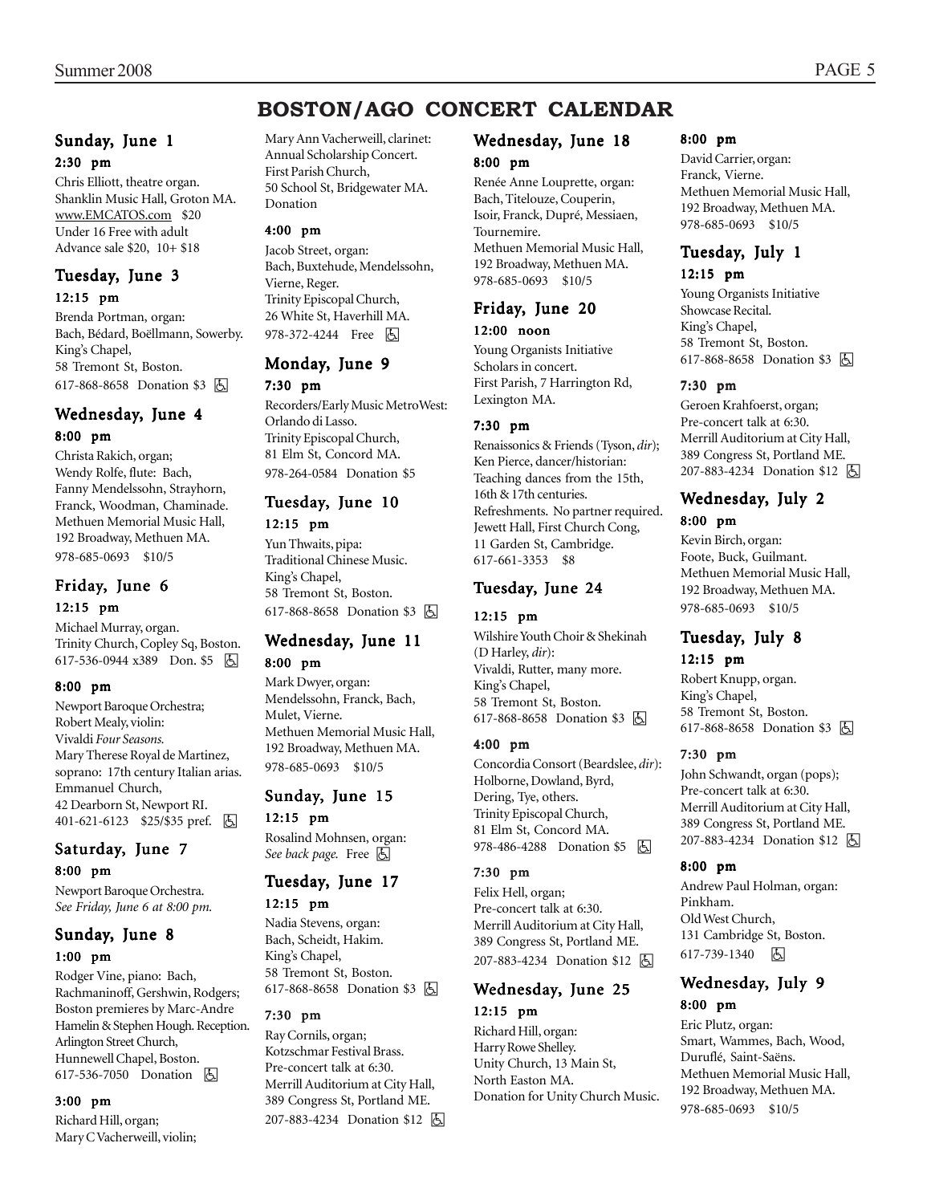# BOSTON/AGO CONCERT CALENDAR

## Sunday, June 1

**2:30 pm**

Chris Elliott, theatre organ.
Shanklin Music Hall, Groton MA.
www.EMCATOS.com $20
Under 16 Free with adult
Advance sale $20, 10+ $18

## Tuesday, June 3

**12:15 pm**

Brenda Portman, organ:
Bach, Bédard, Boëllmann, Sowerby.
King's Chapel,
58 Tremont St, Boston.
617-868-8658 Donation $3 ♿

## Wednesday, June 4

**8:00 pm**

Christa Rakich, organ;
Wendy Rolfe, flute: Bach,
Fanny Mendelssohn, Strayhorn,
Franck, Woodman, Chaminade.
Methuen Memorial Music Hall,
192 Broadway, Methuen MA.
978-685-0693 $10/5

## Friday, June 6

**12:15 pm**

Michael Murray, organ.
Trinity Church, Copley Sq, Boston.
617-536-0944 x389 Don. $5 ♿

**8:00 pm**

Newport Baroque Orchestra;
Robert Mealy, violin:
Vivaldi *Four Seasons.*
Mary Therese Royal de Martinez,
soprano: 17th century Italian arias.
Emmanuel Church,
42 Dearborn St, Newport RI.
401-621-6123 $25/$35 pref. ♿

## Saturday, June 7

**8:00 pm**

Newport Baroque Orchestra.
*See Friday, June 6 at 8:00 pm.*

## Sunday, June 8

**1:00 pm**

Rodger Vine, piano: Bach,
Rachmaninoff, Gershwin, Rodgers;
Boston premieres by Marc-Andre
Hamelin & Stephen Hough. Reception.
Arlington Street Church,
Hunnewell Chapel, Boston.
617-536-7050 Donation ♿

**3:00 pm**

Richard Hill, organ;
Mary C Vacherweill, violin;
Mary Ann Vacherweill, clarinet:
Annual Scholarship Concert.
First Parish Church,
50 School St, Bridgewater MA.
Donation

**4:00 pm**

Jacob Street, organ:
Bach, Buxtehude, Mendelssohn,
Vierne, Reger.
Trinity Episcopal Church,
26 White St, Haverhill MA.
978-372-4244 Free ♿

## Monday, June 9

**7:30 pm**

Recorders/Early Music MetroWest:
Orlando di Lasso.
Trinity Episcopal Church,
81 Elm St, Concord MA.
978-264-0584 Donation $5

## Tuesday, June 10

**12:15 pm**

Yun Thwaits, pipa:
Traditional Chinese Music.
King's Chapel,
58 Tremont St, Boston.
617-868-8658 Donation $3 ♿

## Wednesday, June 11

**8:00 pm**

Mark Dwyer, organ:
Mendelssohn, Franck, Bach,
Mulet, Vierne.
Methuen Memorial Music Hall,
192 Broadway, Methuen MA.
978-685-0693 $10/5

## Sunday, June 15

**12:15 pm**

Rosalind Mohnsen, organ:
*See back page.* Free ♿

## Tuesday, June 17

**12:15 pm**

Nadia Stevens, organ:
Bach, Scheidt, Hakim.
King's Chapel,
58 Tremont St, Boston.
617-868-8658 Donation $3 ♿

**7:30 pm**

Ray Cornils, organ;
Kotzschmar Festival Brass.
Pre-concert talk at 6:30.
Merrill Auditorium at City Hall,
389 Congress St, Portland ME.
207-883-4234 Donation $12 ♿

## Wednesday, June 18

**8:00 pm**

Renée Anne Louprette, organ:
Bach, Titelouze, Couperin,
Isoir, Franck, Dupré, Messiaen,
Tournemire.
Methuen Memorial Music Hall,
192 Broadway, Methuen MA.
978-685-0693 $10/5

## Friday, June 20

**12:00 noon**

Young Organists Initiative
Scholars in concert.
First Parish, 7 Harrington Rd,
Lexington MA.

**7:30 pm**

Renaissonics & Friends (Tyson, *dir*);
Ken Pierce, dancer/historian:
Teaching dances from the 15th,
16th & 17th centuries.
Refreshments. No partner required.
Jewett Hall, First Church Cong,
11 Garden St, Cambridge.
617-661-3353 $8

## Tuesday, June 24

**12:15 pm**

Wilshire Youth Choir & Shekinah
(D Harley, *dir*):
Vivaldi, Rutter, many more.
King's Chapel,
58 Tremont St, Boston.
617-868-8658 Donation $3 ♿

**4:00 pm**

Concordia Consort (Beardslee, *dir*):
Holborne, Dowland, Byrd,
Dering, Tye, others.
Trinity Episcopal Church,
81 Elm St, Concord MA.
978-486-4288 Donation $5 ♿

**7:30 pm**

Felix Hell, organ;
Pre-concert talk at 6:30.
Merrill Auditorium at City Hall,
389 Congress St, Portland ME.
207-883-4234 Donation $12 ♿

## Wednesday, June 25

**12:15 pm**

Richard Hill, organ:
Harry Rowe Shelley.
Unity Church, 13 Main St,
North Easton MA.
Donation for Unity Church Music.

**8:00 pm**

David Carrier, organ:
Franck, Vierne.
Methuen Memorial Music Hall,
192 Broadway, Methuen MA.
978-685-0693 $10/5

## Tuesday, July 1

**12:15 pm**

Young Organists Initiative
Showcase Recital.
King's Chapel,
58 Tremont St, Boston.
617-868-8658 Donation $3 ♿

**7:30 pm**

Geroen Krahfoerst, organ;
Pre-concert talk at 6:30.
Merrill Auditorium at City Hall,
389 Congress St, Portland ME.
207-883-4234 Donation $12 ♿

## Wednesday, July 2

**8:00 pm**

Kevin Birch, organ:
Foote, Buck, Guilmant.
Methuen Memorial Music Hall,
192 Broadway, Methuen MA.
978-685-0693 $10/5

## Tuesday, July 8

**12:15 pm**

Robert Knupp, organ.
King's Chapel,
58 Tremont St, Boston.
617-868-8658 Donation $3 ♿

**7:30 pm**

John Schwandt, organ (pops);
Pre-concert talk at 6:30.
Merrill Auditorium at City Hall,
389 Congress St, Portland ME.
207-883-4234 Donation $12 ♿

**8:00 pm**

Andrew Paul Holman, organ:
Pinkham.
Old West Church,
131 Cambridge St, Boston.
617-739-1340 ♿

## Wednesday, July 9

**8:00 pm**

Eric Plutz, organ:
Smart, Wammes, Bach, Wood,
Duruflé, Saint-Saëns.
Methuen Memorial Music Hall,
192 Broadway, Methuen MA.
978-685-0693 $10/5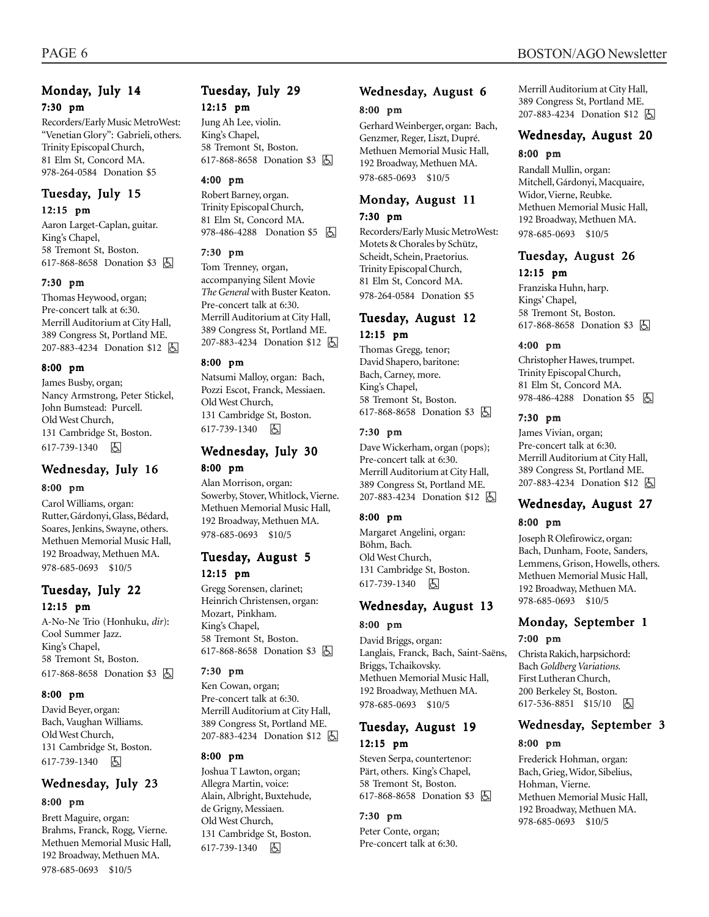## Monday, July 14

#### 7:30 pm

Recorders/Early Music MetroWest: "Venetian Glory": Gabrieli, others.
Trinity Episcopal Church,
81 Elm St, Concord MA.
978-264-0584 Donation $5

## Tuesday, July 15

#### 12:15 pm

Aaron Larget-Caplan, guitar.
King's Chapel,
58 Tremont St, Boston.
617-868-8658 Donation $3 ♿

#### 7:30 pm

Thomas Heywood, organ;
Pre-concert talk at 6:30.
Merrill Auditorium at City Hall,
389 Congress St, Portland ME.
207-883-4234 Donation $12 ♿

#### 8:00 pm

James Busby, organ;
Nancy Armstrong, Peter Stickel, John Bumstead: Purcell.
Old West Church,
131 Cambridge St, Boston.
617-739-1340 ♿

## Wednesday, July 16

#### 8:00 pm

Carol Williams, organ:
Rutter, Gárdonyi, Glass, Bédard, Soares, Jenkins, Swayne, others.
Methuen Memorial Music Hall,
192 Broadway, Methuen MA.
978-685-0693 $10/5

## Tuesday, July 22

#### 12:15 pm

A-No-Ne Trio (Honhuku, *dir*):
Cool Summer Jazz.
King's Chapel,
58 Tremont St, Boston.
617-868-8658 Donation $3 ♿

#### 8:00 pm

David Beyer, organ:
Bach, Vaughan Williams.
Old West Church,
131 Cambridge St, Boston.
617-739-1340 ♿

## Wednesday, July 23

#### 8:00 pm

Brett Maguire, organ:
Brahms, Franck, Rogg, Vierne.
Methuen Memorial Music Hall,
192 Broadway, Methuen MA.
978-685-0693 $10/5

## Tuesday, July 29

#### 12:15 pm

Jung Ah Lee, violin.
King's Chapel,
58 Tremont St, Boston.
617-868-8658 Donation $3 ♿

#### 4:00 pm

Robert Barney, organ.
Trinity Episcopal Church,
81 Elm St, Concord MA.
978-486-4288 Donation $5 ♿

#### 7:30 pm

Tom Trenney, organ, accompanying Silent Movie *The General* with Buster Keaton.
Pre-concert talk at 6:30.
Merrill Auditorium at City Hall,
389 Congress St, Portland ME.
207-883-4234 Donation $12 ♿

#### 8:00 pm

Natsumi Malloy, organ: Bach, Pozzi Escot, Franck, Messiaen.
Old West Church,
131 Cambridge St, Boston.
617-739-1340 ♿

## Wednesday, July 30

#### 8:00 pm

Alan Morrison, organ:
Sowerby, Stover, Whitlock, Vierne.
Methuen Memorial Music Hall,
192 Broadway, Methuen MA.
978-685-0693 $10/5

## Tuesday, August 5

#### 12:15 pm

Gregg Sorensen, clarinet;
Heinrich Christensen, organ:
Mozart, Pinkham.
King's Chapel,
58 Tremont St, Boston.
617-868-8658 Donation $3 ♿

#### 7:30 pm

Ken Cowan, organ;
Pre-concert talk at 6:30.
Merrill Auditorium at City Hall,
389 Congress St, Portland ME.
207-883-4234 Donation $12 ♿

#### 8:00 pm

Joshua T Lawton, organ;
Allegra Martin, voice:
Alain, Albright, Buxtehude, de Grigny, Messiaen.
Old West Church,
131 Cambridge St, Boston.
617-739-1340 ♿

## Wednesday, August 6

#### 8:00 pm

Gerhard Weinberger, organ: Bach, Genzmer, Reger, Liszt, Dupré.
Methuen Memorial Music Hall,
192 Broadway, Methuen MA.
978-685-0693 $10/5

## Monday, August 11

#### 7:30 pm

Recorders/Early Music MetroWest: Motets & Chorales by Schütz, Scheidt, Schein, Praetorius.
Trinity Episcopal Church,
81 Elm St, Concord MA.
978-264-0584 Donation $5

## Tuesday, August 12

#### 12:15 pm

Thomas Gregg, tenor;
David Shapero, baritone:
Bach, Carney, more.
King's Chapel,
58 Tremont St, Boston.
617-868-8658 Donation $3 ♿

#### 7:30 pm

Dave Wickerham, organ (pops);
Pre-concert talk at 6:30.
Merrill Auditorium at City Hall,
389 Congress St, Portland ME.
207-883-4234 Donation $12 ♿

#### 8:00 pm

Margaret Angelini, organ:
Böhm, Bach.
Old West Church,
131 Cambridge St, Boston.
617-739-1340 ♿

## Wednesday, August 13

#### 8:00 pm

David Briggs, organ:
Langlais, Franck, Bach, Saint-Saëns, Briggs, Tchaikovsky.
Methuen Memorial Music Hall,
192 Broadway, Methuen MA.
978-685-0693 $10/5

## Tuesday, August 19

#### 12:15 pm

Steven Serpa, countertenor:
Pärt, others. King's Chapel,
58 Tremont St, Boston.
617-868-8658 Donation $3 ♿

#### 7:30 pm

Peter Conte, organ;
Pre-concert talk at 6:30.
Merrill Auditorium at City Hall,
389 Congress St, Portland ME.
207-883-4234 Donation $12 ♿

## Wednesday, August 20

#### 8:00 pm

Randall Mullin, organ:
Mitchell, Gárdonyi, Macquaire, Widor, Vierne, Reubke.
Methuen Memorial Music Hall,
192 Broadway, Methuen MA.
978-685-0693 $10/5

## Tuesday, August 26

#### 12:15 pm

Franziska Huhn, harp.
Kings' Chapel,
58 Tremont St, Boston.
617-868-8658 Donation $3 ♿

#### 4:00 pm

Christopher Hawes, trumpet.
Trinity Episcopal Church,
81 Elm St, Concord MA.
978-486-4288 Donation $5 ♿

#### 7:30 pm

James Vivian, organ;
Pre-concert talk at 6:30.
Merrill Auditorium at City Hall,
389 Congress St, Portland ME.
207-883-4234 Donation $12 ♿

## Wednesday, August 27

#### 8:00 pm

Joseph R Olefirowicz, organ:
Bach, Dunham, Foote, Sanders, Lemmens, Grison, Howells, others.
Methuen Memorial Music Hall,
192 Broadway, Methuen MA.
978-685-0693 $10/5

## Monday, September 1

#### 7:00 pm

Christa Rakich, harpsichord:
Bach *Goldberg Variations.*
First Lutheran Church,
200 Berkeley St, Boston.
617-536-8851 $15/10 ♿

## Wednesday, September 3

#### 8:00 pm

Frederick Hohman, organ:
Bach, Grieg, Widor, Sibelius, Hohman, Vierne.
Methuen Memorial Music Hall,
192 Broadway, Methuen MA.
978-685-0693 $10/5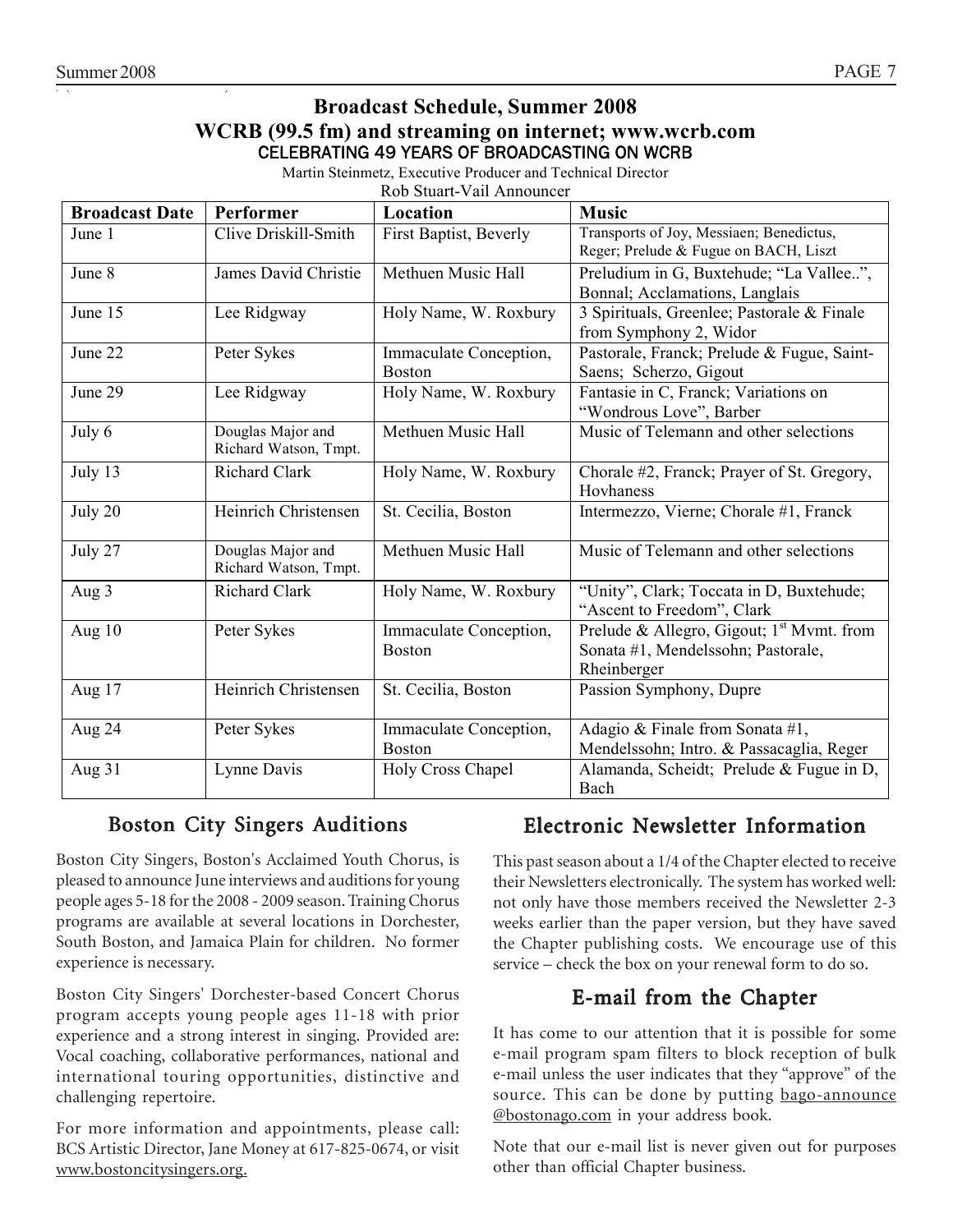## Broadcast Schedule, Summer 2008

## WCRB (99.5 fm) and streaming on internet; www.wcrb.com

CELEBRATING 49 YEARS OF BROADCASTING ON WCRB

Martin Steinmetz, Executive Producer and Technical Director

Rob Stuart-Vail Announcer

| Broadcast Date | Performer | Location | Music |
|---|---|---|---|
| June 1 | Clive Driskill-Smith | First Baptist, Beverly | Transports of Joy, Messiaen; Benedictus, Reger; Prelude & Fugue on BACH, Liszt |
| June 8 | James David Christie | Methuen Music Hall | Preludium in G, Buxtehude; "La Vallee..", Bonnal; Acclamations, Langlais |
| June 15 | Lee Ridgway | Holy Name, W. Roxbury | 3 Spirituals, Greenlee; Pastorale & Finale from Symphony 2, Widor |
| June 22 | Peter Sykes | Immaculate Conception, Boston | Pastorale, Franck; Prelude & Fugue, Saint-Saens; Scherzo, Gigout |
| June 29 | Lee Ridgway | Holy Name, W. Roxbury | Fantasie in C, Franck; Variations on "Wondrous Love", Barber |
| July 6 | Douglas Major and Richard Watson, Tmpt. | Methuen Music Hall | Music of Telemann and other selections |
| July 13 | Richard Clark | Holy Name, W. Roxbury | Chorale #2, Franck; Prayer of St. Gregory, Hovhaness |
| July 20 | Heinrich Christensen | St. Cecilia, Boston | Intermezzo, Vierne; Chorale #1, Franck |
| July 27 | Douglas Major and Richard Watson, Tmpt. | Methuen Music Hall | Music of Telemann and other selections |
| Aug 3 | Richard Clark | Holy Name, W. Roxbury | "Unity", Clark; Toccata in D, Buxtehude; "Ascent to Freedom", Clark |
| Aug 10 | Peter Sykes | Immaculate Conception, Boston | Prelude & Allegro, Gigout; 1st Mvmt. from Sonata #1, Mendelssohn; Pastorale, Rheinberger |
| Aug 17 | Heinrich Christensen | St. Cecilia, Boston | Passion Symphony, Dupre |
| Aug 24 | Peter Sykes | Immaculate Conception, Boston | Adagio & Finale from Sonata #1, Mendelssohn; Intro. & Passacaglia, Reger |
| Aug 31 | Lynne Davis | Holy Cross Chapel | Alamanda, Scheidt; Prelude & Fugue in D, Bach |

## Boston City Singers Auditions

Boston City Singers, Boston's Acclaimed Youth Chorus, is pleased to announce June interviews and auditions for young people ages 5-18 for the 2008 - 2009 season. Training Chorus programs are available at several locations in Dorchester, South Boston, and Jamaica Plain for children. No former experience is necessary.

Boston City Singers' Dorchester-based Concert Chorus program accepts young people ages 11-18 with prior experience and a strong interest in singing. Provided are: Vocal coaching, collaborative performances, national and international touring opportunities, distinctive and challenging repertoire.

For more information and appointments, please call: BCS Artistic Director, Jane Money at 617-825-0674, or visit www.bostoncitysingers.org.

## Electronic Newsletter Information

This past season about a 1/4 of the Chapter elected to receive their Newsletters electronically. The system has worked well: not only have those members received the Newsletter 2-3 weeks earlier than the paper version, but they have saved the Chapter publishing costs. We encourage use of this service – check the box on your renewal form to do so.

## E-mail from the Chapter

It has come to our attention that it is possible for some e-mail program spam filters to block reception of bulk e-mail unless the user indicates that they "approve" of the source. This can be done by putting bago-announce@bostonago.com in your address book.

Note that our e-mail list is never given out for purposes other than official Chapter business.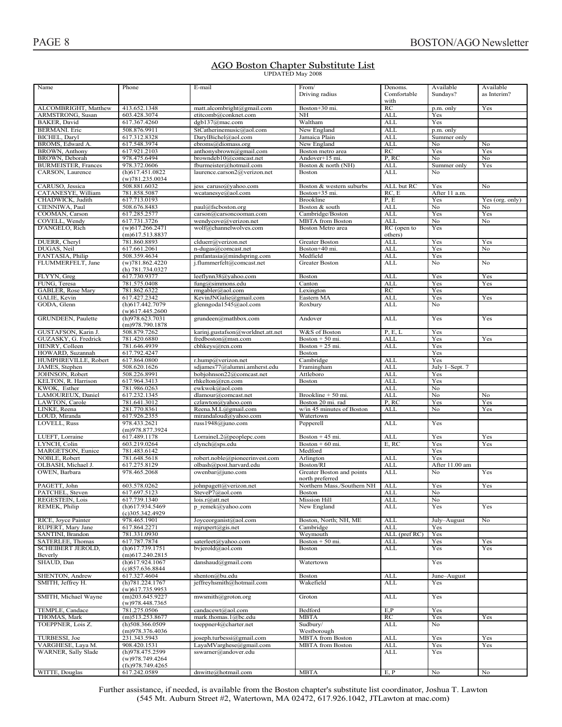## AGO Boston Chapter Substitute List

UPDATED May 2008

| Name | Phone | E-mail | From/ Driving radius | Denoms. Comfortable with | Available Sundays? | Available as Interim? |
|---|---|---|---|---|---|---|
| ALCOMBRIGHT, Matthew | 413.652.1348 | matt.alcombright@gmail.com | Boston+30 mi. | RC | p.m. only | Yes |
| ARMSTRONG, Susan | 603.428.3074 | etitcomb@conknet.com | NH | ALL | Yes | |
| BAKER, David | 617.367.4260 | dgb137@mac.com | Waltham | ALL | Yes | |
| BERMANI. Eric | 508.876.9911 | StCatherinemusic@aol.com | New England | ALL | p.m. only | |
| BICHEL, Daryl | 617.312.8328 | DarylBichel@aol.com | Jamaica Plain | ALL | Summer only | |
| BROMS, Edward A. | 617.548.3974 | ebroms@diomass.org | New England | ALL | No | No |
| BROWN, Anthony | 617.921.2103 | anthonysbrown@gmail.com | Boston metro area | RC | Yes | Yes |
| BROWN, Deborah | 978.475.6494 | browndeb10@comcast.net | Andover+15 mi. | P, RC | No | No |
| BURMEISTER, Frances | 978.372.0606 | fburmeister@hotmail.com | Boston & north (NH) | ALL | Summer only | Yes |
| CARSON, Laurence | (h)617.451.0822 (w)781.235.0034 | laurence.carson2@verizon.net | Boston | ALL | No | |
| CARUSO, Jessica | 508.881.6032 | jess_caruso@yahoo.com | Boston & western suburbs | ALL but RC | Yes | No |
| CATANESYE, William | 781.858.5087 | wcatanesye@aol.com | Boston+35 mi. | RC, E | After 11 a.m. | |
| CHADWICK, Judith | 617.713.0193 | | Brookline | P, E | Yes | Yes (org. only) |
| CIENNIWA, Paul | 508.676.8483 | paul@fscboston.org | Boston & south | ALL | No | No |
| COOMAN, Carson | 617.285.2577 | carson@carsoncooman.com | Cambridge/Boston | ALL | Yes | Yes |
| COVELL, Wendy | 617.731.3726 | wendycove@verizon.net | MBTA from Boston | ALL | No | No |
| D'ANGELO, Rich | (w)617.266.2471 (m)617.513.8837 | wolf@channelwolves.com | Boston Metro area | RC (open to others) | Yes | |
| DUERR, Cheryl | 781.860.8893 | clduerr@verizon.net | Greater Boston | ALL | Yes | Yes |
| DUGAS, Neil | 617.661.2061 | n-dugas@comcast.net | Boston+40 mi. | ALL | Yes | No |
| FANTASIA, Philip | 508.359.4634 | pmfantasia@mindspring.com | Medfield | ALL | Yes | |
| FLUMMERFELT, Jane | (w)781.862.4220 (h) 781.734.0327 | j.flummerfelt@comcast.net | Greater Boston | ALL | No | No |
| FLYYN, Greg | 617.730.9377 | leeflynn38@yahoo.com | Boston | ALL | Yes | Yes |
| FUNG, Teresa | 781.575.0408 | fung@simmons.edu | Canton | ALL | Yes | Yes |
| GABLER, Rose Mary | 781.862.6322 | rmgabler@aol.com | Lexington | RC | Yes | |
| GALIE, Kevin | 617.427.2342 | KevinJNGalie@gmail.com | Eastern MA | ALL | Yes | Yes |
| GODA, Glenn | (h)617.442.7079 (w)617.445.2600 | glenngoda1545@aol.com | Roxbury | ALL | No | |
| GRUNDEEN, Paulette | (h)978.623.7031 (m)978.790.1878 | grundeen@mathbox.com | Andover | ALL | Yes | Yes |
| GUSTAFSON, Karin J. | 508.879.7262 | karinj.gustafson@worldnet.att.net | W&S of Boston | P, E, L | Yes | |
| GUZASKY, G. Fredrick | 781.420.6880 | fredboston@msn.com | Boston + 50 mi. | ALL | Yes | Yes |
| HENRY, Colleen | 781.646.4939 | cbhkeys@rcn.com | Boston + 25 mi. | ALL | Yes | |
| HOWARD, Suzannah | 617.792.4247 | | Boston | | Yes | |
| HUMPHREVILLE, Robert | 617.864.0800 | r.hump@verizon.net | Cambridge | ALL | Yes | |
| JAMES, Stephen | 508.620.1626 | sdjames77@alumni.amherst.edu | Framingham | ALL | July 1–Sept. 7 | |
| JOHNSON, Robert | 508.226.8991 | bobjohnson22@comcast.net | Attleboro | ALL | Yes | |
| KELTON, R. Harrison | 617.964.3413 | rhkelton@rcn.com | Boston | ALL | Yes | |
| KWOK, Esther | 781.986.0263 | ewkwok@aol.com | | ALL | No | |
| LAMOUREUX, Daniel | 617.232.1345 | dlamour@comcast.net | Brookline + 50 mi. | ALL | No | No |
| LAWTON, Carole | 781.641.3012 | czlawton@yahoo.com | Boston 20 mi. rad | P, RC | Yes | Yes |
| LINKE, Reena | 281.770.8361 | Reena.M.L@gmail.com | w/in 45 minutes of Boston | ALL | No | Yes |
| LOUD, Miranda | 617.926.2355 | mirandaloud@yahoo.com | Watertown | | | |
| LOVELL, Russ | 978.433.2621 (m)978.877.3924 | russ1948@juno.com | Pepperell | ALL | Yes | |
| LUEFT, Lorraine | 617.489.1178 | LorraineL2@peoplepc.com | Boston + 45 mi. | ALL | Yes | Yes |
| LYNCH, Colin | 603.219.0264 | clynch@sps.edu | Boston + 60 mi. | E, RC | Yes | Yes |
| MARGETSON, Eunice | 781.483.6142 | | Medford | | Yes | |
| NOBLE, Robert | 781.648.5618 | robert.noble@pioneerinvest.com | Arlington | ALL | Yes | |
| OLBASH, Michael J. | 617.275.8129 | olbash@post.harvard.edu | Boston/RI | ALL | After 11.00 am | |
| OWEN, Barbara | 978.465.2068 | owenbar@juno.com | Greater Boston and points north preferred | ALL | No | Yes |
| PAGETT, John | 603.578.0262 | johnpagett@verizon.net | Northern Mass./Southern NH | ALL | Yes | Yes |
| PATCHEL, Steven | 617.697.5123 | StevePT@aol.com | Boston | ALL | No | |
| REGESTEIN, Lois | 617.739.1340 | lois.r@att.net | Mission Hill | ALL | No | |
| REMEK, Philip | (h)617.934.5469 (c)305.342.4929 | p_remek@yahoo.com | New England | ALL | Yes | Yes |
| RICE, Joyce Painter | 978.465.1901 | Joyceorganist@aol.com | Boston, North; NH, ME | ALL | July–August | No |
| RUPERT, Mary Jane | 617.864.2271 | mjrupert@gis.net | Cambridge | ALL | Yes | |
| SANTINI, Brandon | 781.331.0930 | | Weymouth | ALL (pref RC) | Yes | |
| SATERLEE, Thomas | 617.787.7874 | saterleet@yahoo.com | Boston + 50 mi. | ALL | Yes | Yes |
| SCHEIBERT JEROLD, Beverly | (h)617.739.1751 (m)617.240.2815 | bvjerold@aol.com | Boston | ALL | Yes | Yes |
| SHAUD, Dan | (h)617.924.1067 (c)857.636.8844 | danshaud@gmail.com | Watertown | | Yes | |
| SHENTON, Andrew | 617.327.4604 | shenton@bu.edu | Boston | ALL | June–August | |
| SMITH, Jeffrey H. | (h)781.224.1767 (w)617.735.9953 | jeffreyhsmith@hotmail.com | Wakefield | ALL | Yes | |
| SMITH, Michael Wayne | (m)203.645.9227 (w)978.448.7365 | mwsmith@groton.org | Groton | ALL | Yes | |
| TEMPLE, Candace | 781.275.0506 | candacewt@aol.com | Bedford | E,P | Yes | |
| THOMAS, Mark | (m)513.253.8677 | mark.thomas.1@bc.edu | MBTA | RC | Yes | Yes |
| TOEPPNER, Lois Z. | (h)508.366.0509 (m)978.376.4036 | toeppner4@charter.net | Sudbury/ Westborough | ALL | No | |
| TURBESSI, Joe | 231.343.5943 | joseph.turbessi@gmail.com | MBTA from Boston | ALL | Yes | Yes |
| VARGHESE, Laya M. | 908.420.1531 | LayaMVarghese@gmail.com | MBTA from Boston | ALL | Yes | Yes |
| WARNER, Sally Slade | (h)978.475.2599 (w)978.749.4264 (fx)978.749.4265 | sswarner@andover.edu | | ALL | Yes | |
| WITTE, Douglas | 617.242.0589 | dnwitte@hotmail.com | MBTA | E, P | No | No |

Further assistance, if needed, is available from the Boston chapter's substitute list coordinator, Joshua T. Lawton (545 Mt. Auburn Street #2, Watertown, MA 02472, 617.926.1042, JTLawton at mac.com)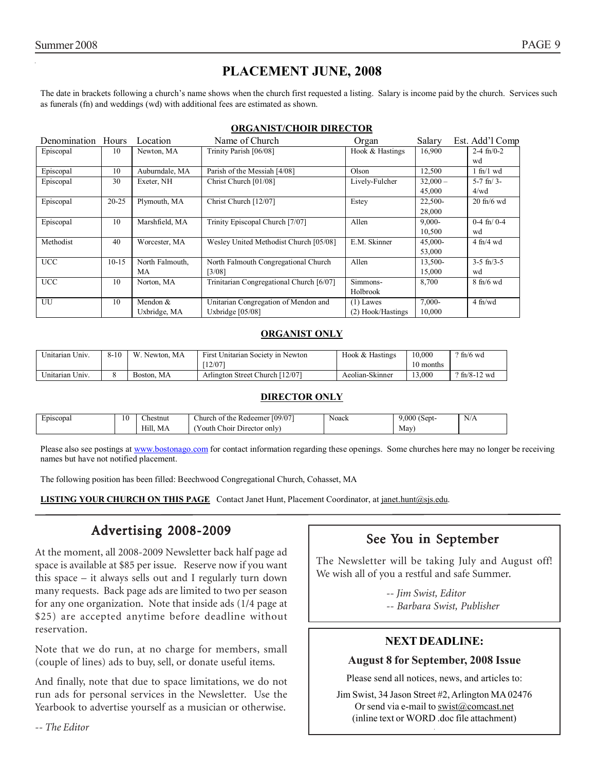# PLACEMENT JUNE, 2008

The date in brackets following a church's name shows when the church first requested a listing. Salary is income paid by the church. Services such as funerals (fn) and weddings (wd) with additional fees are estimated as shown.

## ORGANIST/CHOIR DIRECTOR

| Denomination | Hours | Location | Name of Church | Organ | Salary | Est. Add'l Comp |
|---|---|---|---|---|---|---|
| Episcopal | 10 | Newton, MA | Trinity Parish [06/08] | Hook & Hastings | 16,900 | 2-4 fn/0-2 wd |
| Episcopal | 10 | Auburndale, MA | Parish of the Messiah [4/08] | Olson | 12,500 | 1 fn/1 wd |
| Episcopal | 30 | Exeter, NH | Christ Church [01/08] | Lively-Fulcher | 32,000 – 45,000 | 5-7 fn/ 3-4/wd |
| Episcopal | 20-25 | Plymouth, MA | Christ Church [12/07] | Estey | 22,500-28,000 | 20 fn/6 wd |
| Episcopal | 10 | Marshfield, MA | Trinity Episcopal Church [7/07] | Allen | 9,000-10,500 | 0-4 fn/ 0-4 wd |
| Methodist | 40 | Worcester, MA | Wesley United Methodist Church [05/08] | E.M. Skinner | 45,000-53,000 | 4 fn/4 wd |
| UCC | 10-15 | North Falmouth, MA | North Falmouth Congregational Church [3/08] | Allen | 13,500-15,000 | 3-5 fn/3-5 wd |
| UCC | 10 | Norton, MA | Trinitarian Congregational Church [6/07] | Simmons-Holbrook | 8,700 | 8 fn/6 wd |
| UU | 10 | Mendon & Uxbridge, MA | Unitarian Congregation of Mendon and Uxbridge [05/08] | (1) Lawes (2) Hook/Hastings | 7,000-10,000 | 4 fn/wd |

## ORGANIST ONLY

| Denomination | Hours | Location | Name of Church | Organ | Salary | Est. Add'l Comp |
|---|---|---|---|---|---|---|
| Unitarian Univ. | 8-10 | W. Newton, MA | First Unitarian Society in Newton [12/07] | Hook & Hastings | 10,000 10 months | ? fn/6 wd |
| Unitarian Univ. | 8 | Boston, MA | Arlington Street Church [12/07] | Aeolian-Skinner | 13,000 | ? fn/8-12 wd |

## DIRECTOR ONLY

| Denomination | Hours | Location | Name of Church | Organ | Salary | Est. Add'l Comp |
|---|---|---|---|---|---|---|
| Episcopal | 10 | Chestnut Hill, MA | Church of the Redeemer [09/07] (Youth Choir Director only) | Noack | 9,000 (Sept-May) | N/A |

Please also see postings at www.bostonago.com for contact information regarding these openings. Some churches here may no longer be receiving names but have not notified placement.

The following position has been filled: Beechwood Congregational Church, Cohasset, MA

**LISTING YOUR CHURCH ON THIS PAGE** Contact Janet Hunt, Placement Coordinator, at janet.hunt@sjs.edu.

## Advertising 2008-2009

At the moment, all 2008-2009 Newsletter back half page ad space is available at $85 per issue. Reserve now if you want this space – it always sells out and I regularly turn down many requests. Back page ads are limited to two per season for any one organization. Note that inside ads (1/4 page at $25) are accepted anytime before deadline without reservation.

Note that we do run, at no charge for members, small (couple of lines) ads to buy, sell, or donate useful items.

And finally, note that due to space limitations, we do not run ads for personal services in the Newsletter. Use the Yearbook to advertise yourself as a musician or otherwise.

*-- The Editor*

## See You in September

The Newsletter will be taking July and August off! We wish all of you a restful and safe Summer.

*-- Jim Swist, Editor*
*-- Barbara Swist, Publisher*

**NEXT DEADLINE:**

**August 8 for September, 2008 Issue**

Please send all notices, news, and articles to:

Jim Swist, 34 Jason Street #2, Arlington MA 02476
Or send via e-mail to swist@comcast.net
(inline text or WORD .doc file attachment)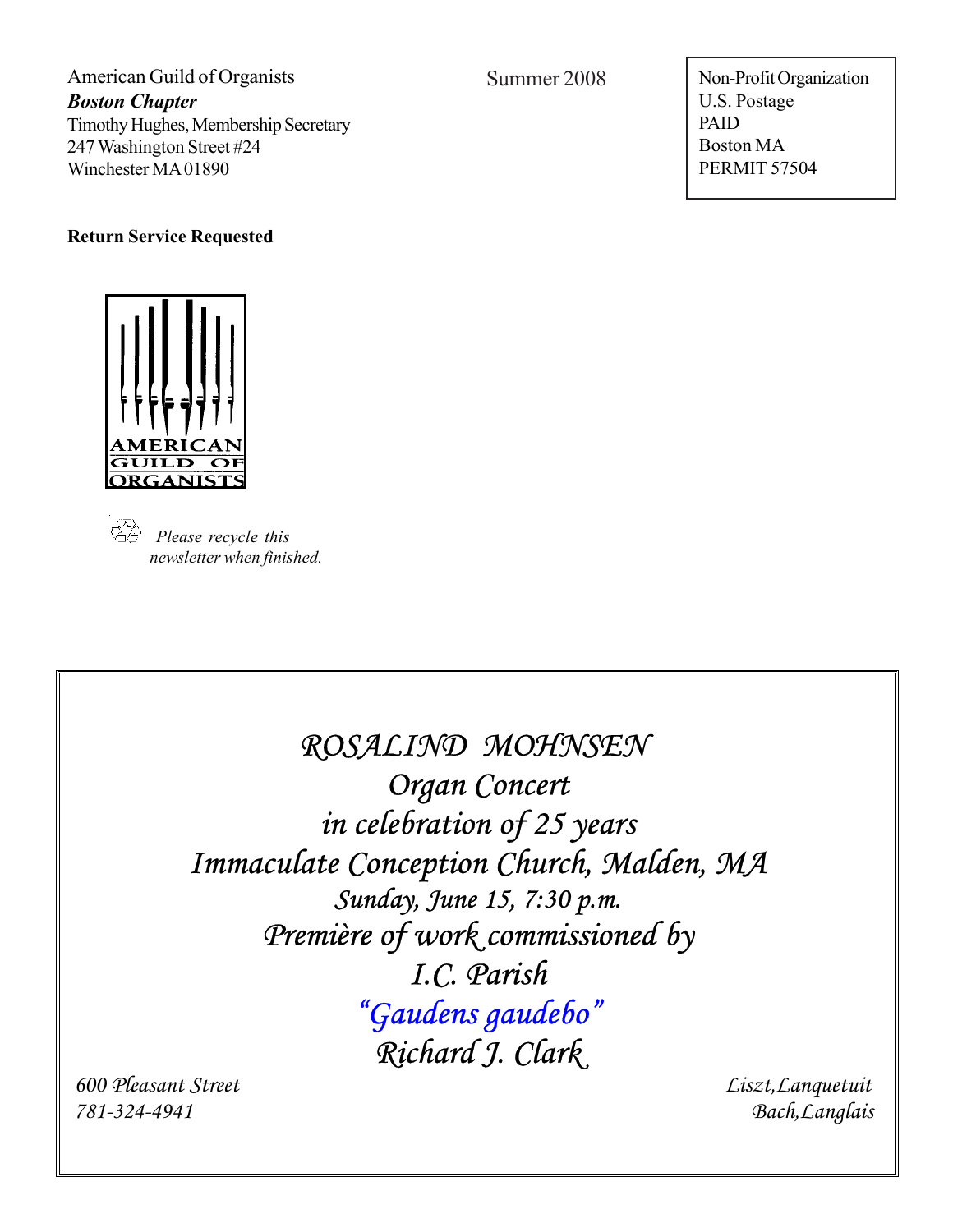American Guild of Organists
***Boston Chapter***
Timothy Hughes, Membership Secretary
247 Washington Street #24
Winchester MA 01890

Summer 2008

Non-Profit Organization
U.S. Postage
PAID
Boston MA
PERMIT 57504

**Return Service Requested**

AMERICAN GUILD OF ORGANISTS

*Please recycle this newsletter when finished.*

*ROSALIND MOHNSEN*
*Organ Concert*
*in celebration of 25 years*
*Immaculate Conception Church, Malden, MA*
*Sunday, June 15, 7:30 p.m.*
*Première of work commissioned by*
*I.C. Parish*
*"Gaudens gaudebo"*
*Richard J. Clark*

*600 Pleasant Street*
*781-324-4941*

*Liszt, Lanquetuit*
*Bach, Langlais*